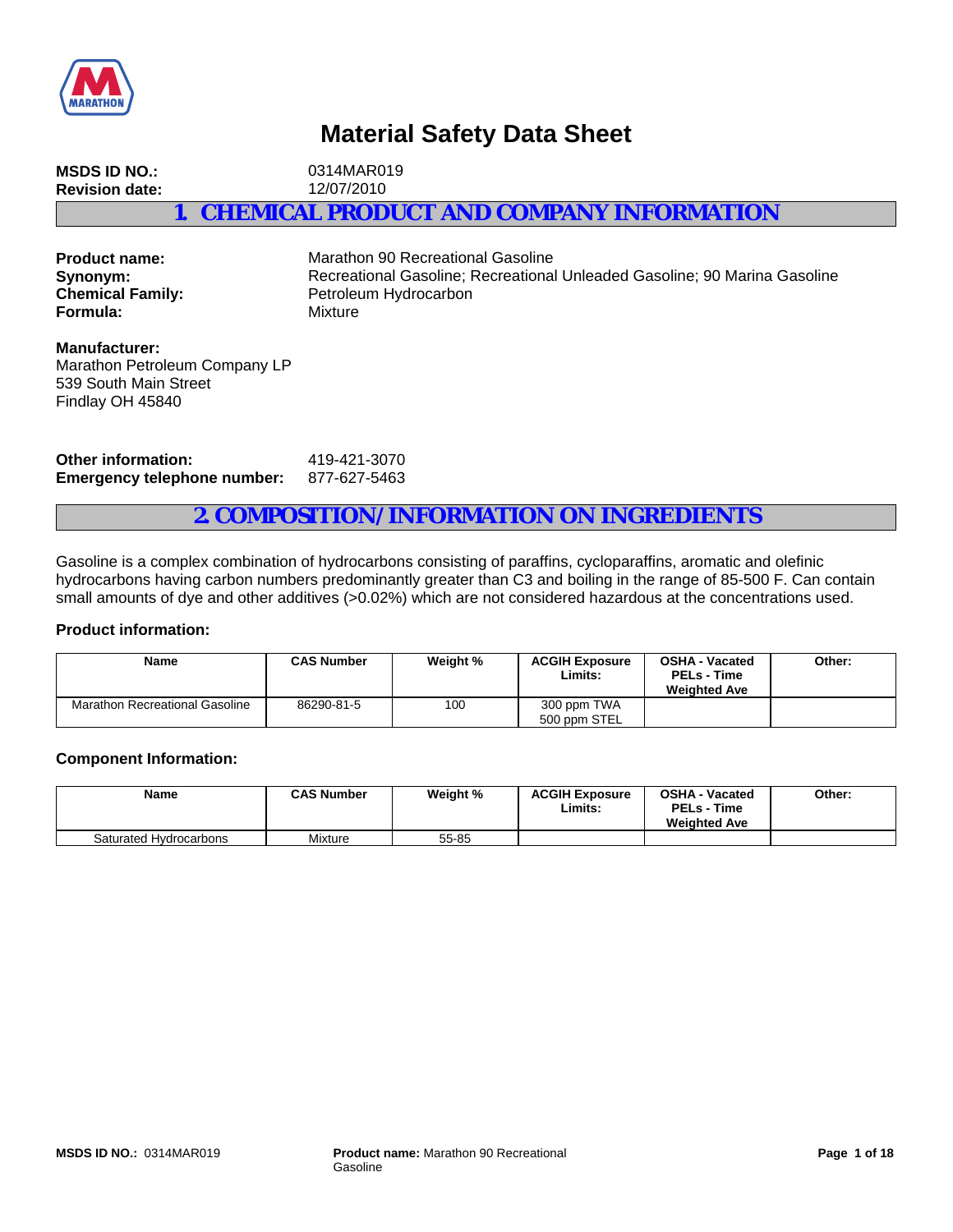# Material Safety Data Sheet

**MSDS ID NO.:** 0314MAR019
**Revision date:** 12/07/2010

## 1. CHEMICAL PRODUCT AND COMPANY INFORMATION

**Product name:** Marathon 90 Recreational Gasoline
**Synonym:** Recreational Gasoline; Recreational Unleaded Gasoline; 90 Marina Gasoline
**Chemical Family:** Petroleum Hydrocarbon
**Formula:** Mixture

**Manufacturer:**
Marathon Petroleum Company LP
539 South Main Street
Findlay OH 45840

**Other information:** 419-421-3070
**Emergency telephone number:** 877-627-5463

## 2. COMPOSITION/INFORMATION ON INGREDIENTS

Gasoline is a complex combination of hydrocarbons consisting of paraffins, cycloparaffins, aromatic and olefinic hydrocarbons having carbon numbers predominantly greater than C3 and boiling in the range of 85-500 F. Can contain small amounts of dye and other additives (>0.02%) which are not considered hazardous at the concentrations used.

### Product information:

| Name | CAS Number | Weight % | ACGIH Exposure Limits: | OSHA - Vacated PELs - Time Weighted Ave | Other: |
|---|---|---|---|---|---|
| Marathon Recreational Gasoline | 86290-81-5 | 100 | 300 ppm TWA<br>500 ppm STEL | | |

### Component Information:

| Name | CAS Number | Weight % | ACGIH Exposure Limits: | OSHA - Vacated PELs - Time Weighted Ave | Other: |
|---|---|---|---|---|---|
| Saturated Hydrocarbons | Mixture | 55-85 | | | |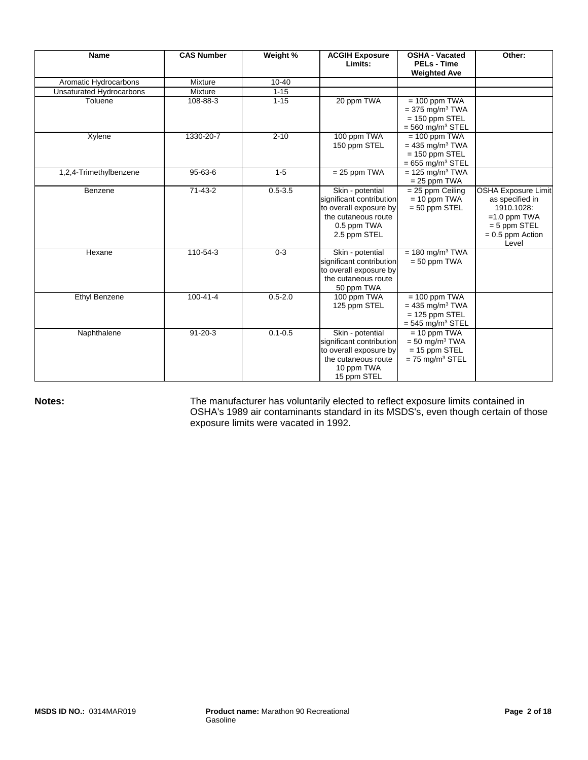| Name | CAS Number | Weight % | ACGIH Exposure Limits: | OSHA - Vacated PELs - Time Weighted Ave | Other: |
|---|---|---|---|---|---|
| Aromatic Hydrocarbons | Mixture | 10-40 | | | |
| Unsaturated Hydrocarbons | Mixture | 1-15 | | | |
| Toluene | 108-88-3 | 1-15 | 20 ppm TWA | = 100 ppm TWA<br>= 375 mg/m$^3$ TWA<br>= 150 ppm STEL<br>= 560 mg/m$^3$ STEL | |
| Xylene | 1330-20-7 | 2-10 | 100 ppm TWA<br>150 ppm STEL | = 100 ppm TWA<br>= 435 mg/m$^3$ TWA<br>= 150 ppm STEL<br>= 655 mg/m$^3$ STEL | |
| 1,2,4-Trimethylbenzene | 95-63-6 | 1-5 | = 25 ppm TWA | = 125 mg/m$^3$ TWA<br>= 25 ppm TWA | |
| Benzene | 71-43-2 | 0.5-3.5 | Skin - potential significant contribution to overall exposure by the cutaneous route<br>0.5 ppm TWA<br>2.5 ppm STEL | = 25 ppm Ceiling<br>= 10 ppm TWA<br>= 50 ppm STEL | OSHA Exposure Limit as specified in 1910.1028:<br>=1.0 ppm TWA<br>= 5 ppm STEL<br>= 0.5 ppm Action Level |
| Hexane | 110-54-3 | 0-3 | Skin - potential significant contribution to overall exposure by the cutaneous route<br>50 ppm TWA | = 180 mg/m$^3$ TWA<br>= 50 ppm TWA | |
| Ethyl Benzene | 100-41-4 | 0.5-2.0 | 100 ppm TWA<br>125 ppm STEL | = 100 ppm TWA<br>= 435 mg/m$^3$ TWA<br>= 125 ppm STEL<br>= 545 mg/m$^3$ STEL | |
| Naphthalene | 91-20-3 | 0.1-0.5 | Skin - potential significant contribution to overall exposure by the cutaneous route<br>10 ppm TWA<br>15 ppm STEL | = 10 ppm TWA<br>= 50 mg/m$^3$ TWA<br>= 15 ppm STEL<br>= 75 mg/m$^3$ STEL | |

**Notes:** The manufacturer has voluntarily elected to reflect exposure limits contained in OSHA's 1989 air contaminants standard in its MSDS's, even though certain of those exposure limits were vacated in 1992.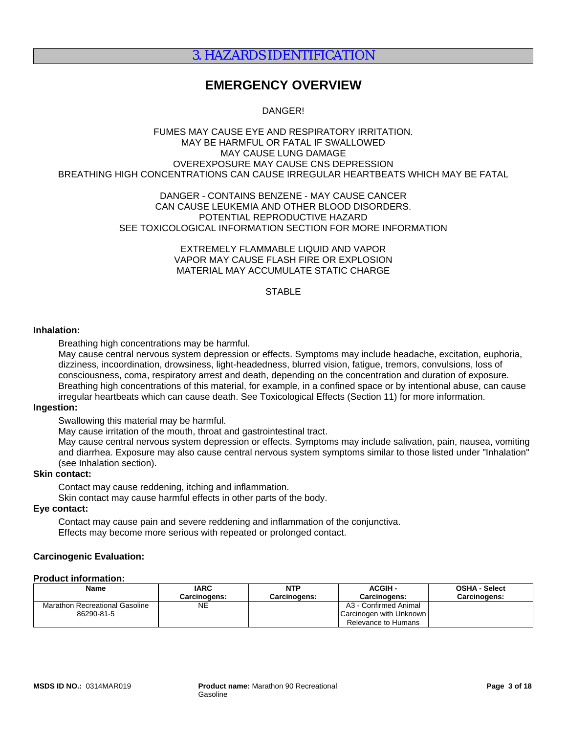# 3. HAZARDS IDENTIFICATION

## EMERGENCY OVERVIEW

DANGER!

FUMES MAY CAUSE EYE AND RESPIRATORY IRRITATION.
MAY BE HARMFUL OR FATAL IF SWALLOWED
MAY CAUSE LUNG DAMAGE
OVEREXPOSURE MAY CAUSE CNS DEPRESSION
BREATHING HIGH CONCENTRATIONS CAN CAUSE IRREGULAR HEARTBEATS WHICH MAY BE FATAL

DANGER - CONTAINS BENZENE - MAY CAUSE CANCER
CAN CAUSE LEUKEMIA AND OTHER BLOOD DISORDERS.
POTENTIAL REPRODUCTIVE HAZARD
SEE TOXICOLOGICAL INFORMATION SECTION FOR MORE INFORMATION

EXTREMELY FLAMMABLE LIQUID AND VAPOR
VAPOR MAY CAUSE FLASH FIRE OR EXPLOSION
MATERIAL MAY ACCUMULATE STATIC CHARGE

STABLE

**Inhalation:**

Breathing high concentrations may be harmful.
May cause central nervous system depression or effects. Symptoms may include headache, excitation, euphoria, dizziness, incoordination, drowsiness, light-headedness, blurred vision, fatigue, tremors, convulsions, loss of consciousness, coma, respiratory arrest and death, depending on the concentration and duration of exposure.
Breathing high concentrations of this material, for example, in a confined space or by intentional abuse, can cause irregular heartbeats which can cause death. See Toxicological Effects (Section 11) for more information.

**Ingestion:**

Swallowing this material may be harmful.
May cause irritation of the mouth, throat and gastrointestinal tract.
May cause central nervous system depression or effects. Symptoms may include salivation, pain, nausea, vomiting and diarrhea. Exposure may also cause central nervous system symptoms similar to those listed under "Inhalation" (see Inhalation section).

**Skin contact:**

Contact may cause reddening, itching and inflammation.
Skin contact may cause harmful effects in other parts of the body.

**Eye contact:**

Contact may cause pain and severe reddening and inflammation of the conjunctiva.
Effects may become more serious with repeated or prolonged contact.

**Carcinogenic Evaluation:**

**Product information:**

| Name | IARC Carcinogens: | NTP Carcinogens: | ACGIH - Carcinogens: | OSHA - Select Carcinogens: |
|---|---|---|---|---|
| Marathon Recreational Gasoline 86290-81-5 | NE | | A3 - Confirmed Animal Carcinogen with Unknown Relevance to Humans | |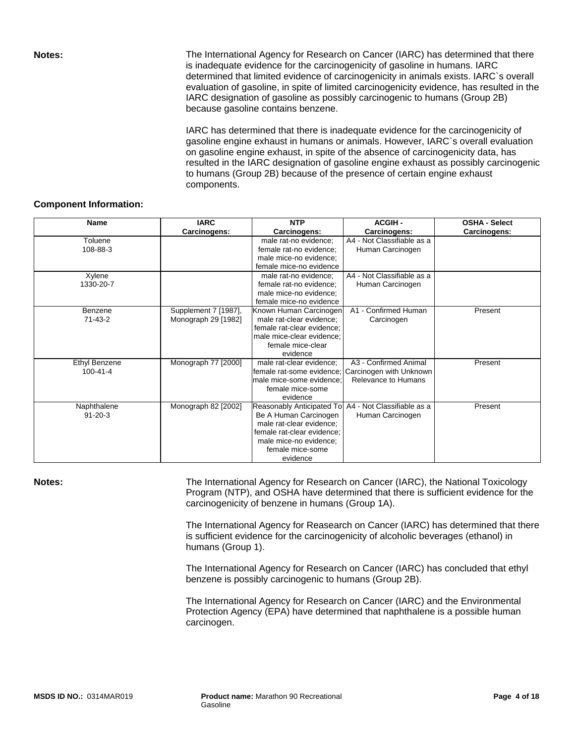**Notes:**

The International Agency for Research on Cancer (IARC) has determined that there is inadequate evidence for the carcinogenicity of gasoline in humans. IARC determined that limited evidence of carcinogenicity in animals exists. IARC`s overall evaluation of gasoline, in spite of limited carcinogenicity evidence, has resulted in the IARC designation of gasoline as possibly carcinogenic to humans (Group 2B) because gasoline contains benzene.

IARC has determined that there is inadequate evidence for the carcinogenicity of gasoline engine exhaust in humans or animals. However, IARC`s overall evaluation on gasoline engine exhaust, in spite of the absence of carcinogenicity data, has resulted in the IARC designation of gasoline engine exhaust as possibly carcinogenic to humans (Group 2B) because of the presence of certain engine exhaust components.

**Component Information:**

| Name | IARC Carcinogens: | NTP Carcinogens: | ACGIH - Carcinogens: | OSHA - Select Carcinogens: |
|---|---|---|---|---|
| Toluene 108-88-3 | | male rat-no evidence; female rat-no evidence; male mice-no evidence; female mice-no evidence | A4 - Not Classifiable as a Human Carcinogen | |
| Xylene 1330-20-7 | | male rat-no evidence; female rat-no evidence; male mice-no evidence; female mice-no evidence | A4 - Not Classifiable as a Human Carcinogen | |
| Benzene 71-43-2 | Supplement 7 [1987], Monograph 29 [1982] | Known Human Carcinogen male rat-clear evidence; female rat-clear evidence; male mice-clear evidence; female mice-clear evidence | A1 - Confirmed Human Carcinogen | Present |
| Ethyl Benzene 100-41-4 | Monograph 77 [2000] | male rat-clear evidence; female rat-some evidence; male mice-some evidence; female mice-some evidence | A3 - Confirmed Animal Carcinogen with Unknown Relevance to Humans | Present |
| Naphthalene 91-20-3 | Monograph 82 [2002] | Reasonably Anticipated To Be A Human Carcinogen male rat-clear evidence; female rat-clear evidence; male mice-no evidence; female mice-some evidence | A4 - Not Classifiable as a Human Carcinogen | Present |

**Notes:**

The International Agency for Research on Cancer (IARC), the National Toxicology Program (NTP), and OSHA have determined that there is sufficient evidence for the carcinogenicity of benzene in humans (Group 1A).

The International Agency for Reasearch on Cancer (IARC) has determined that there is sufficient evidence for the carcinogenicity of alcoholic beverages (ethanol) in humans (Group 1).

The International Agency for Research on Cancer (IARC) has concluded that ethyl benzene is possibly carcinogenic to humans (Group 2B).

The International Agency for Research on Cancer (IARC) and the Environmental Protection Agency (EPA) have determined that naphthalene is a possible human carcinogen.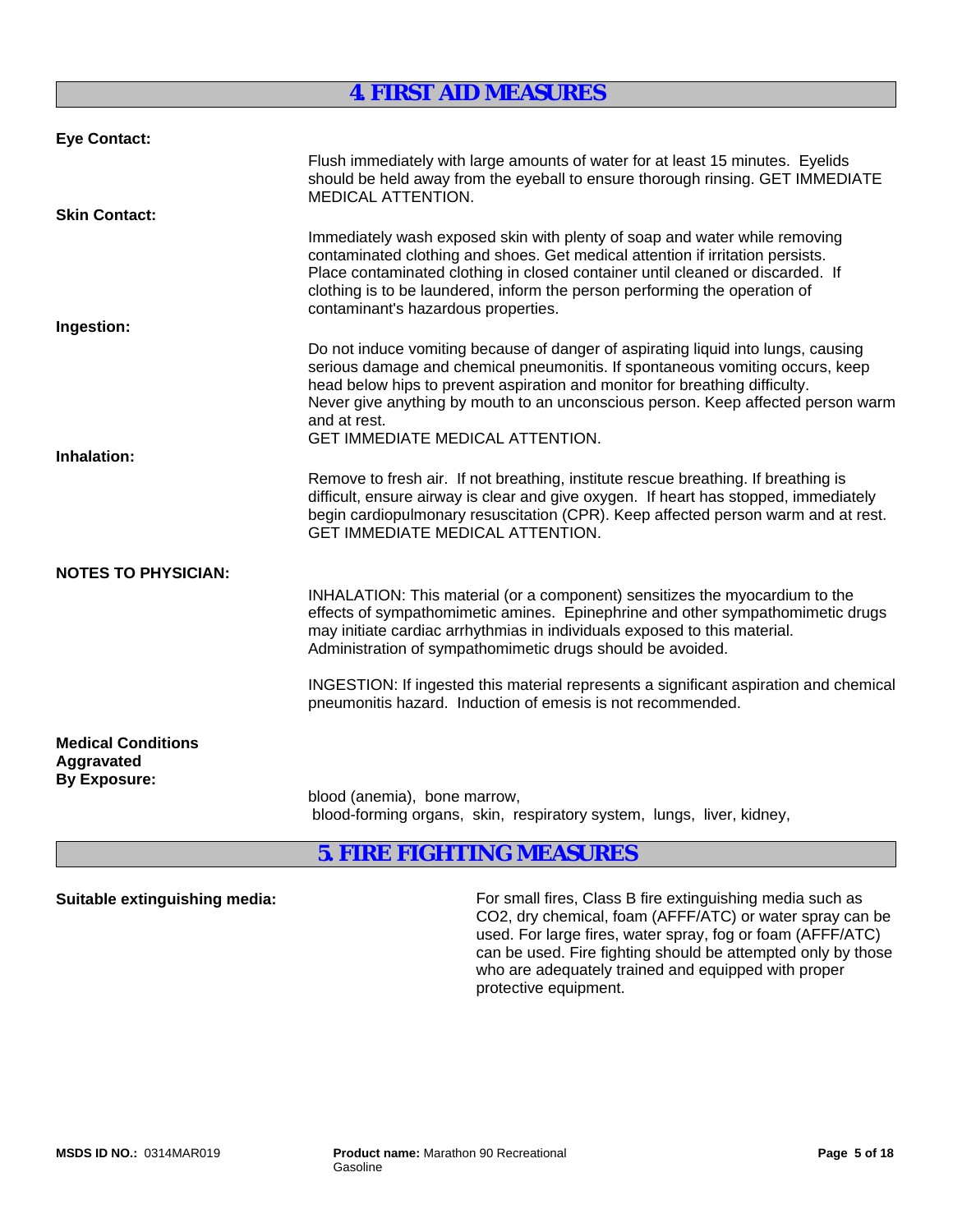## 4. FIRST AID MEASURES

**Eye Contact:**

Flush immediately with large amounts of water for at least 15 minutes. Eyelids should be held away from the eyeball to ensure thorough rinsing. GET IMMEDIATE MEDICAL ATTENTION.

**Skin Contact:**

Immediately wash exposed skin with plenty of soap and water while removing contaminated clothing and shoes. Get medical attention if irritation persists. Place contaminated clothing in closed container until cleaned or discarded. If clothing is to be laundered, inform the person performing the operation of contaminant's hazardous properties.

**Ingestion:**

Do not induce vomiting because of danger of aspirating liquid into lungs, causing serious damage and chemical pneumonitis. If spontaneous vomiting occurs, keep head below hips to prevent aspiration and monitor for breathing difficulty.
Never give anything by mouth to an unconscious person. Keep affected person warm and at rest.
GET IMMEDIATE MEDICAL ATTENTION.

**Inhalation:**

Remove to fresh air. If not breathing, institute rescue breathing. If breathing is difficult, ensure airway is clear and give oxygen. If heart has stopped, immediately begin cardiopulmonary resuscitation (CPR). Keep affected person warm and at rest. GET IMMEDIATE MEDICAL ATTENTION.

**NOTES TO PHYSICIAN:**

INHALATION: This material (or a component) sensitizes the myocardium to the effects of sympathomimetic amines. Epinephrine and other sympathomimetic drugs may initiate cardiac arrhythmias in individuals exposed to this material. Administration of sympathomimetic drugs should be avoided.

INGESTION: If ingested this material represents a significant aspiration and chemical pneumonitis hazard. Induction of emesis is not recommended.

**Medical Conditions Aggravated By Exposure:**

blood (anemia), bone marrow,
blood-forming organs, skin, respiratory system, lungs, liver, kidney,

## 5. FIRE FIGHTING MEASURES

**Suitable extinguishing media:**

For small fires, Class B fire extinguishing media such as $CO_2$, dry chemical, foam (AFFF/ATC) or water spray can be used. For large fires, water spray, fog or foam (AFFF/ATC) can be used. Fire fighting should be attempted only by those who are adequately trained and equipped with proper protective equipment.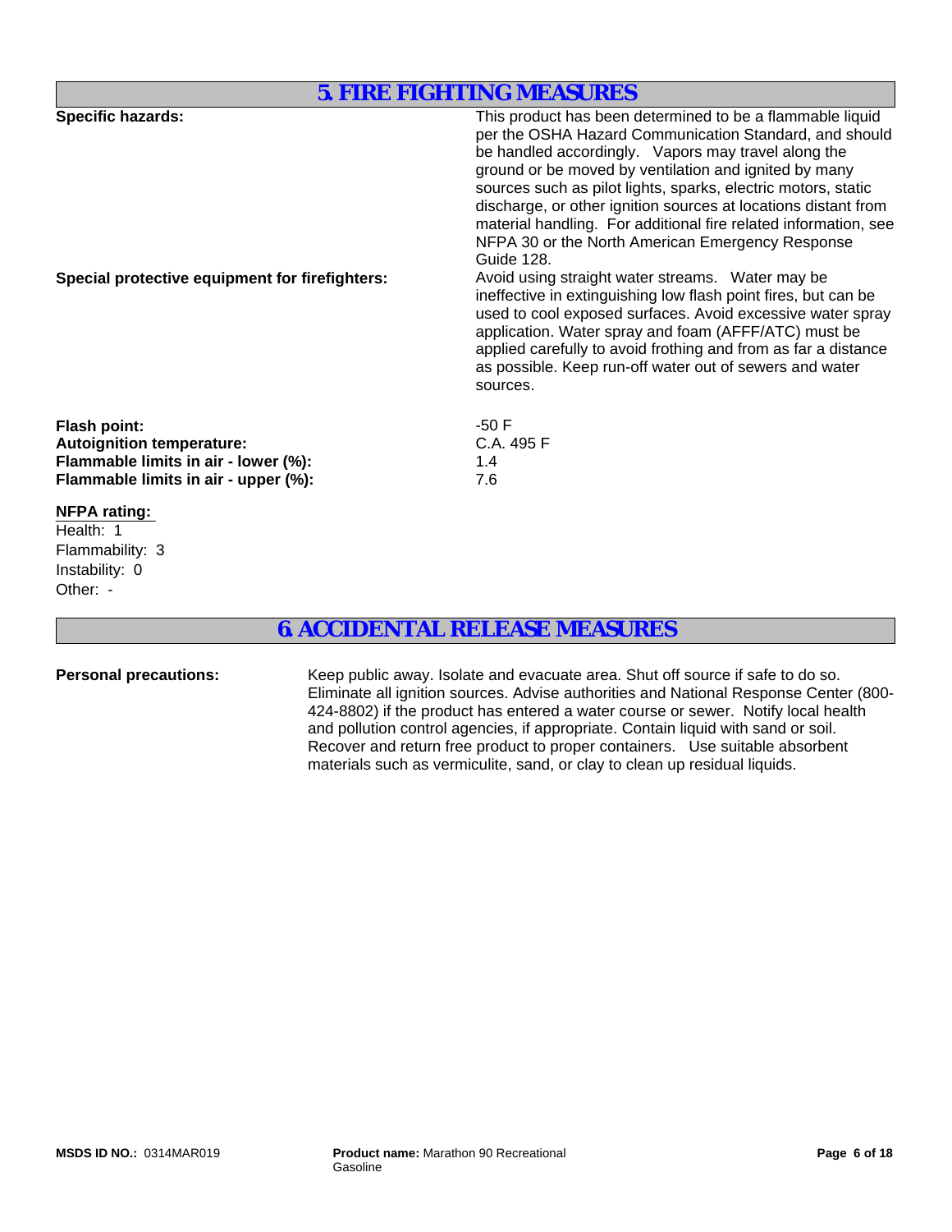## 5. FIRE FIGHTING MEASURES

**Specific hazards:** This product has been determined to be a flammable liquid per the OSHA Hazard Communication Standard, and should be handled accordingly. Vapors may travel along the ground or be moved by ventilation and ignited by many sources such as pilot lights, sparks, electric motors, static discharge, or other ignition sources at locations distant from material handling. For additional fire related information, see NFPA 30 or the North American Emergency Response Guide 128.

**Special protective equipment for firefighters:** Avoid using straight water streams. Water may be ineffective in extinguishing low flash point fires, but can be used to cool exposed surfaces. Avoid excessive water spray application. Water spray and foam (AFFF/ATC) must be applied carefully to avoid frothing and from as far a distance as possible. Keep run-off water out of sewers and water sources.

**Flash point:** -50 F
**Autoignition temperature:** C.A. 495 F
**Flammable limits in air - lower (%):** 1.4
**Flammable limits in air - upper (%):** 7.6

**NFPA rating:**

Health: 1
Flammability: 3
Instability: 0
Other: -

## 6. ACCIDENTAL RELEASE MEASURES

**Personal precautions:** Keep public away. Isolate and evacuate area. Shut off source if safe to do so. Eliminate all ignition sources. Advise authorities and National Response Center (800-424-8802) if the product has entered a water course or sewer. Notify local health and pollution control agencies, if appropriate. Contain liquid with sand or soil. Recover and return free product to proper containers. Use suitable absorbent materials such as vermiculite, sand, or clay to clean up residual liquids.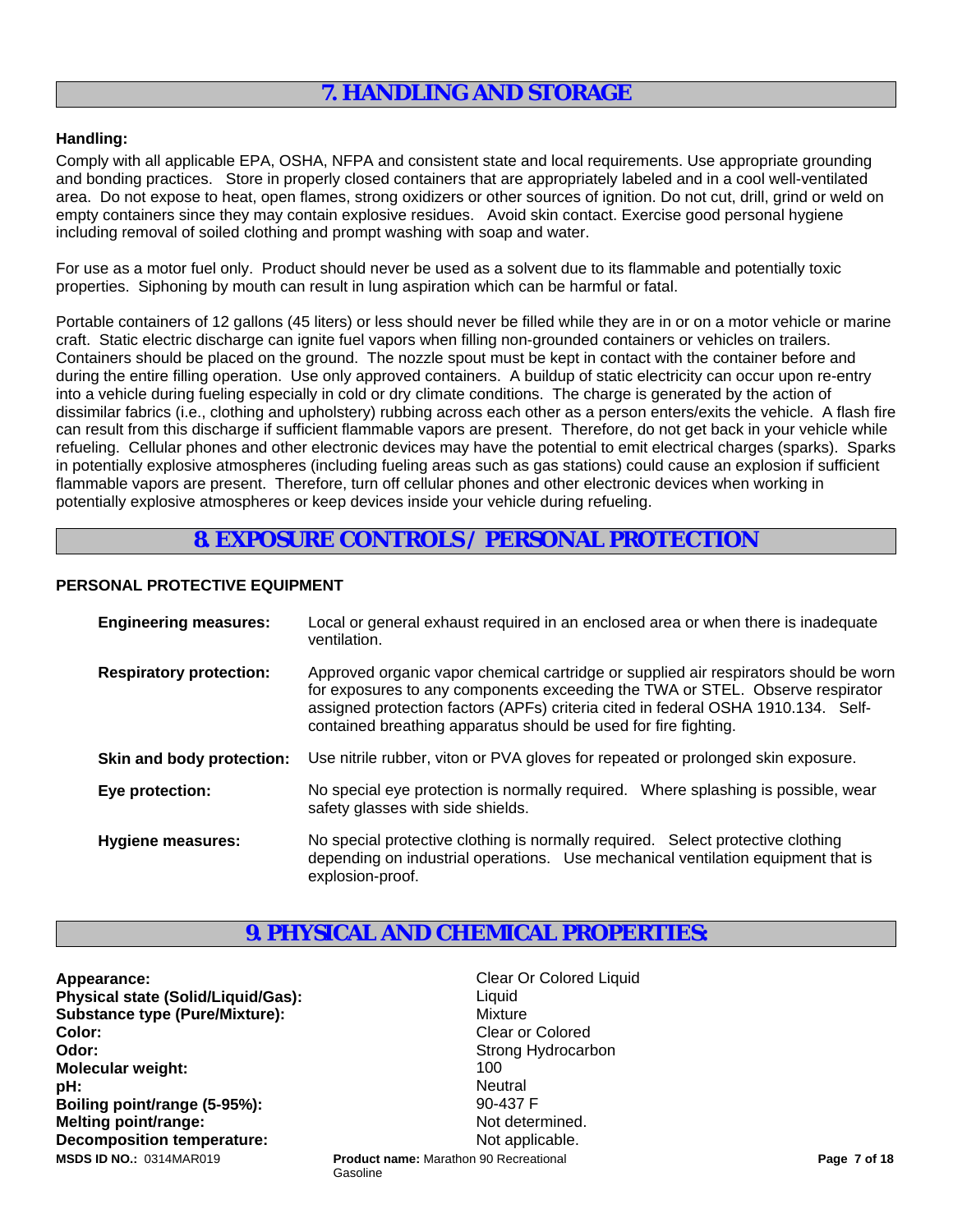## 7. HANDLING AND STORAGE

**Handling:**

Comply with all applicable EPA, OSHA, NFPA and consistent state and local requirements. Use appropriate grounding and bonding practices. Store in properly closed containers that are appropriately labeled and in a cool well-ventilated area. Do not expose to heat, open flames, strong oxidizers or other sources of ignition. Do not cut, drill, grind or weld on empty containers since they may contain explosive residues. Avoid skin contact. Exercise good personal hygiene including removal of soiled clothing and prompt washing with soap and water.

For use as a motor fuel only. Product should never be used as a solvent due to its flammable and potentially toxic properties. Siphoning by mouth can result in lung aspiration which can be harmful or fatal.

Portable containers of 12 gallons (45 liters) or less should never be filled while they are in or on a motor vehicle or marine craft. Static electric discharge can ignite fuel vapors when filling non-grounded containers or vehicles on trailers. Containers should be placed on the ground. The nozzle spout must be kept in contact with the container before and during the entire filling operation. Use only approved containers. A buildup of static electricity can occur upon re-entry into a vehicle during fueling especially in cold or dry climate conditions. The charge is generated by the action of dissimilar fabrics (i.e., clothing and upholstery) rubbing across each other as a person enters/exits the vehicle. A flash fire can result from this discharge if sufficient flammable vapors are present. Therefore, do not get back in your vehicle while refueling. Cellular phones and other electronic devices may have the potential to emit electrical charges (sparks). Sparks in potentially explosive atmospheres (including fueling areas such as gas stations) could cause an explosion if sufficient flammable vapors are present. Therefore, turn off cellular phones and other electronic devices when working in potentially explosive atmospheres or keep devices inside your vehicle during refueling.

## 8. EXPOSURE CONTROLS / PERSONAL PROTECTION

**PERSONAL PROTECTIVE EQUIPMENT**

| | |
|---|---|
| **Engineering measures:** | Local or general exhaust required in an enclosed area or when there is inadequate ventilation. |
| **Respiratory protection:** | Approved organic vapor chemical cartridge or supplied air respirators should be worn for exposures to any components exceeding the TWA or STEL. Observe respirator assigned protection factors (APFs) criteria cited in federal OSHA 1910.134. Self-contained breathing apparatus should be used for fire fighting. |
| **Skin and body protection:** | Use nitrile rubber, viton or PVA gloves for repeated or prolonged skin exposure. |
| **Eye protection:** | No special eye protection is normally required. Where splashing is possible, wear safety glasses with side shields. |
| **Hygiene measures:** | No special protective clothing is normally required. Select protective clothing depending on industrial operations. Use mechanical ventilation equipment that is explosion-proof. |

## 9. PHYSICAL AND CHEMICAL PROPERTIES:

| | |
|---|---|
| **Appearance:** | Clear Or Colored Liquid |
| **Physical state (Solid/Liquid/Gas):** | Liquid |
| **Substance type (Pure/Mixture):** | Mixture |
| **Color:** | Clear or Colored |
| **Odor:** | Strong Hydrocarbon |
| **Molecular weight:** | 100 |
| **pH:** | Neutral |
| **Boiling point/range (5-95%):** | 90-437 F |
| **Melting point/range:** | Not determined. |
| **Decomposition temperature:** | Not applicable. |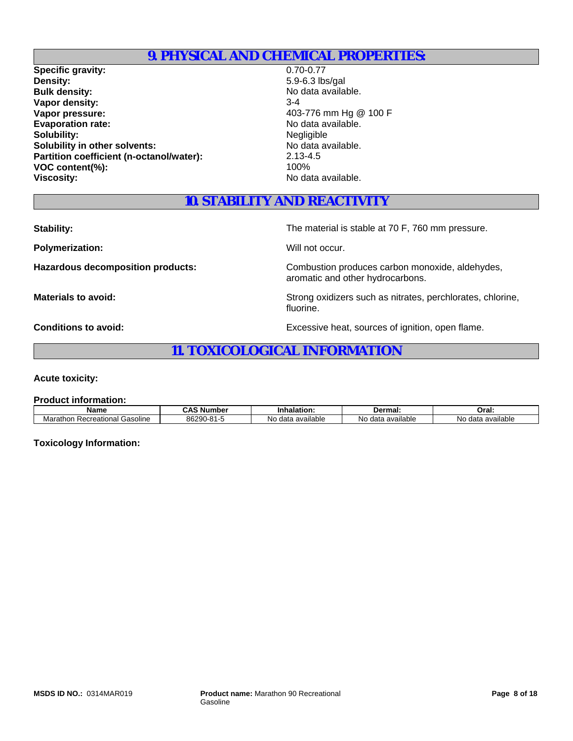## 9. PHYSICAL AND CHEMICAL PROPERTIES:

**Specific gravity:** 0.70-0.77
**Density:** 5.9-6.3 lbs/gal
**Bulk density:** No data available.
**Vapor density:** 3-4
**Vapor pressure:** 403-776 mm Hg @ 100 F
**Evaporation rate:** No data available.
**Solubility:** Negligible
**Solubility in other solvents:** No data available.
**Partition coefficient (n-octanol/water):** 2.13-4.5
**VOC content(%):** 100%
**Viscosity:** No data available.

## 10. STABILITY AND REACTIVITY

**Stability:** The material is stable at 70 F, 760 mm pressure.

**Polymerization:** Will not occur.

**Hazardous decomposition products:** Combustion produces carbon monoxide, aldehydes, aromatic and other hydrocarbons.

**Materials to avoid:** Strong oxidizers such as nitrates, perchlorates, chlorine, fluorine.

**Conditions to avoid:** Excessive heat, sources of ignition, open flame.

## 11. TOXICOLOGICAL INFORMATION

**Acute toxicity:**

**Product information:**

| Name | CAS Number | Inhalation: | Dermal: | Oral: |
|---|---|---|---|---|
| Marathon Recreational Gasoline | 86290-81-5 | No data available | No data available | No data available |

**Toxicology Information:**

**MSDS ID NO.:** 0314MAR019 **Product name:** Marathon 90 Recreational Gasoline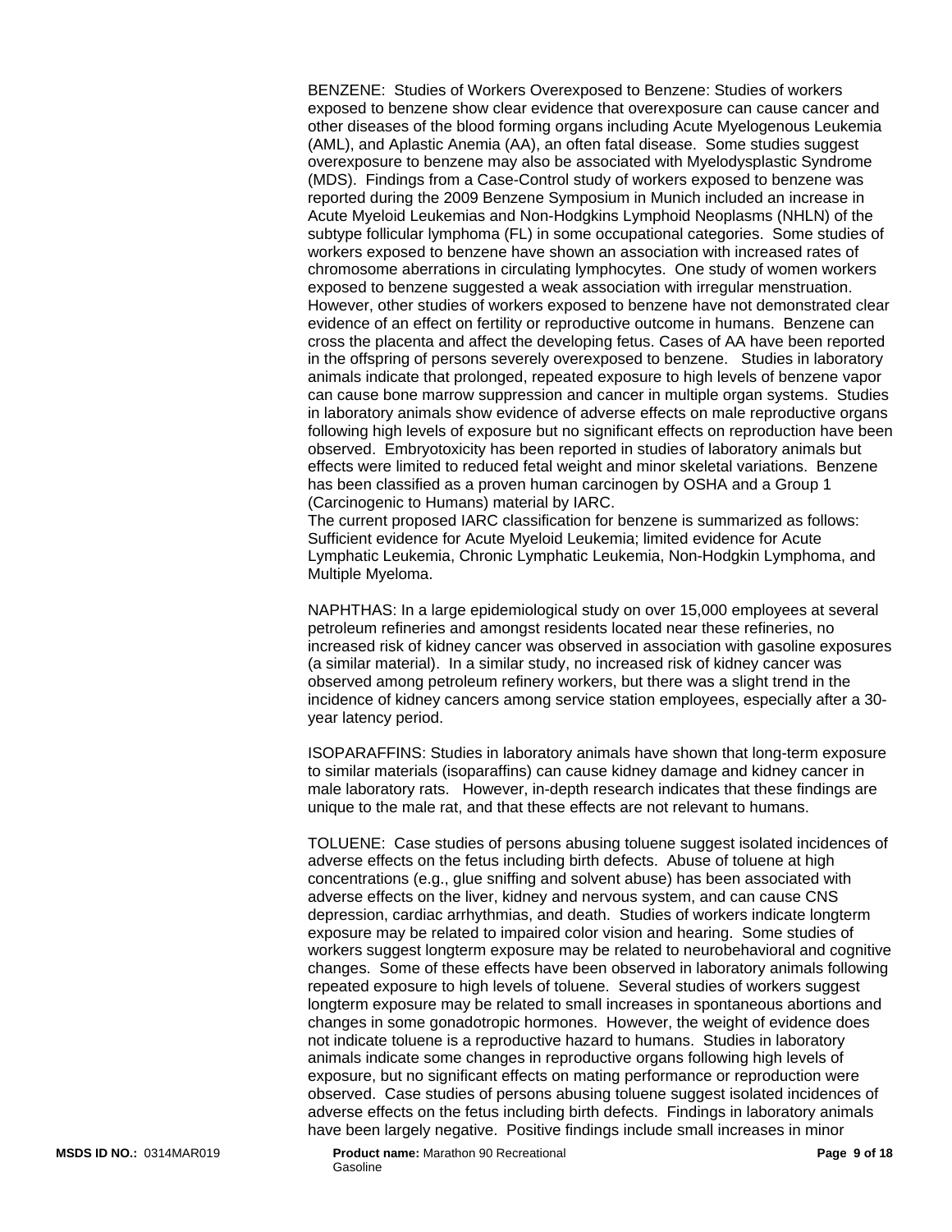BENZENE: Studies of Workers Overexposed to Benzene: Studies of workers exposed to benzene show clear evidence that overexposure can cause cancer and other diseases of the blood forming organs including Acute Myelogenous Leukemia (AML), and Aplastic Anemia (AA), an often fatal disease. Some studies suggest overexposure to benzene may also be associated with Myelodysplastic Syndrome (MDS). Findings from a Case-Control study of workers exposed to benzene was reported during the 2009 Benzene Symposium in Munich included an increase in Acute Myeloid Leukemias and Non-Hodgkins Lymphoid Neoplasms (NHLN) of the subtype follicular lymphoma (FL) in some occupational categories. Some studies of workers exposed to benzene have shown an association with increased rates of chromosome aberrations in circulating lymphocytes. One study of women workers exposed to benzene suggested a weak association with irregular menstruation. However, other studies of workers exposed to benzene have not demonstrated clear evidence of an effect on fertility or reproductive outcome in humans. Benzene can cross the placenta and affect the developing fetus. Cases of AA have been reported in the offspring of persons severely overexposed to benzene. Studies in laboratory animals indicate that prolonged, repeated exposure to high levels of benzene vapor can cause bone marrow suppression and cancer in multiple organ systems. Studies in laboratory animals show evidence of adverse effects on male reproductive organs following high levels of exposure but no significant effects on reproduction have been observed. Embryotoxicity has been reported in studies of laboratory animals but effects were limited to reduced fetal weight and minor skeletal variations. Benzene has been classified as a proven human carcinogen by OSHA and a Group 1 (Carcinogenic to Humans) material by IARC.
The current proposed IARC classification for benzene is summarized as follows: Sufficient evidence for Acute Myeloid Leukemia; limited evidence for Acute Lymphatic Leukemia, Chronic Lymphatic Leukemia, Non-Hodgkin Lymphoma, and Multiple Myeloma.

NAPHTHAS: In a large epidemiological study on over 15,000 employees at several petroleum refineries and amongst residents located near these refineries, no increased risk of kidney cancer was observed in association with gasoline exposures (a similar material). In a similar study, no increased risk of kidney cancer was observed among petroleum refinery workers, but there was a slight trend in the incidence of kidney cancers among service station employees, especially after a 30-year latency period.

ISOPARAFFINS: Studies in laboratory animals have shown that long-term exposure to similar materials (isoparaffins) can cause kidney damage and kidney cancer in male laboratory rats. However, in-depth research indicates that these findings are unique to the male rat, and that these effects are not relevant to humans.

TOLUENE: Case studies of persons abusing toluene suggest isolated incidences of adverse effects on the fetus including birth defects. Abuse of toluene at high concentrations (e.g., glue sniffing and solvent abuse) has been associated with adverse effects on the liver, kidney and nervous system, and can cause CNS depression, cardiac arrhythmias, and death. Studies of workers indicate longterm exposure may be related to impaired color vision and hearing. Some studies of workers suggest longterm exposure may be related to neurobehavioral and cognitive changes. Some of these effects have been observed in laboratory animals following repeated exposure to high levels of toluene. Several studies of workers suggest longterm exposure may be related to small increases in spontaneous abortions and changes in some gonadotropic hormones. However, the weight of evidence does not indicate toluene is a reproductive hazard to humans. Studies in laboratory animals indicate some changes in reproductive organs following high levels of exposure, but no significant effects on mating performance or reproduction were observed. Case studies of persons abusing toluene suggest isolated incidences of adverse effects on the fetus including birth defects. Findings in laboratory animals have been largely negative. Positive findings include small increases in minor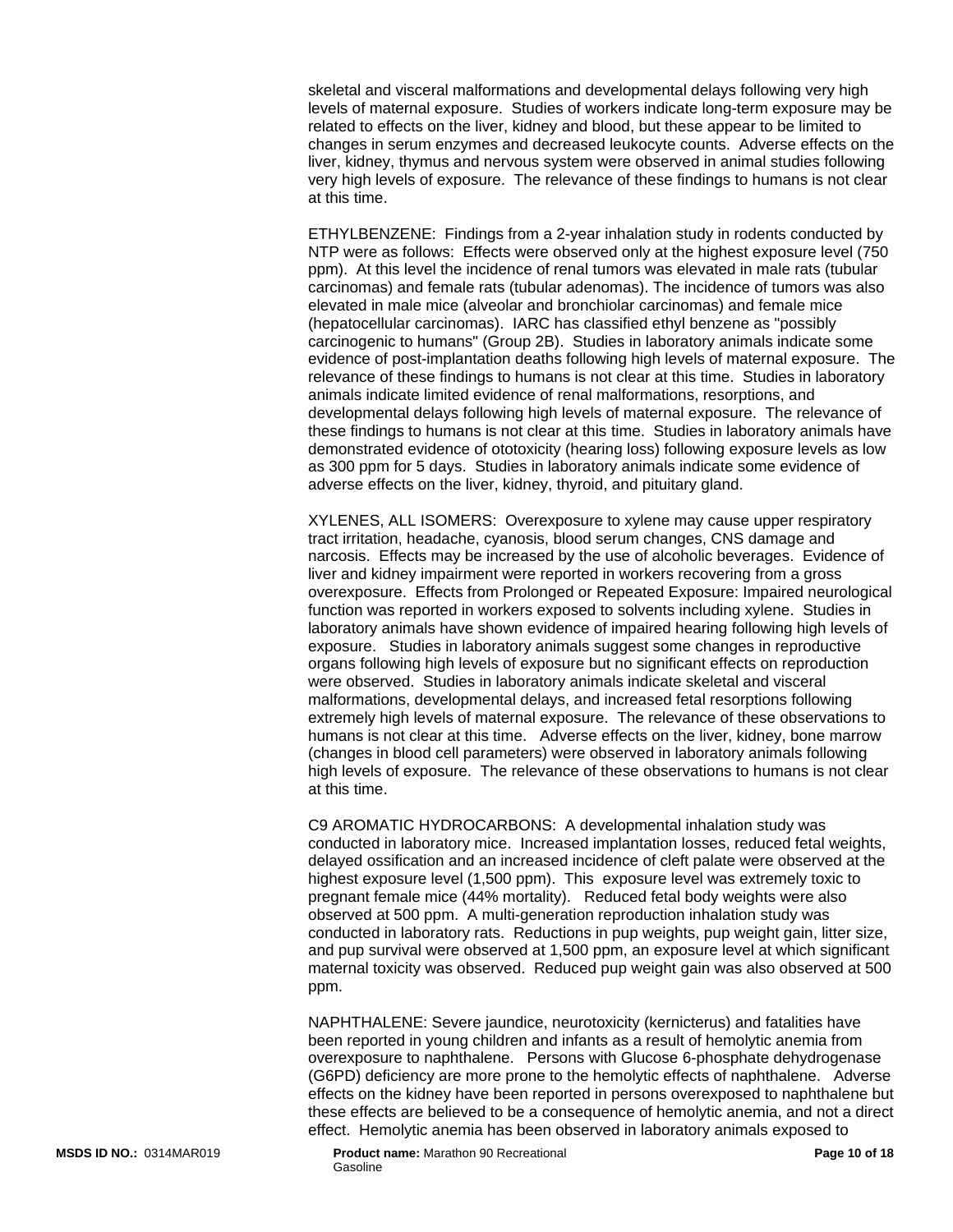skeletal and visceral malformations and developmental delays following very high levels of maternal exposure. Studies of workers indicate long-term exposure may be related to effects on the liver, kidney and blood, but these appear to be limited to changes in serum enzymes and decreased leukocyte counts. Adverse effects on the liver, kidney, thymus and nervous system were observed in animal studies following very high levels of exposure. The relevance of these findings to humans is not clear at this time.

ETHYLBENZENE: Findings from a 2-year inhalation study in rodents conducted by NTP were as follows: Effects were observed only at the highest exposure level (750 ppm). At this level the incidence of renal tumors was elevated in male rats (tubular carcinomas) and female rats (tubular adenomas). The incidence of tumors was also elevated in male mice (alveolar and bronchiolar carcinomas) and female mice (hepatocellular carcinomas). IARC has classified ethyl benzene as "possibly carcinogenic to humans" (Group 2B). Studies in laboratory animals indicate some evidence of post-implantation deaths following high levels of maternal exposure. The relevance of these findings to humans is not clear at this time. Studies in laboratory animals indicate limited evidence of renal malformations, resorptions, and developmental delays following high levels of maternal exposure. The relevance of these findings to humans is not clear at this time. Studies in laboratory animals have demonstrated evidence of ototoxicity (hearing loss) following exposure levels as low as 300 ppm for 5 days. Studies in laboratory animals indicate some evidence of adverse effects on the liver, kidney, thyroid, and pituitary gland.

XYLENES, ALL ISOMERS: Overexposure to xylene may cause upper respiratory tract irritation, headache, cyanosis, blood serum changes, CNS damage and narcosis. Effects may be increased by the use of alcoholic beverages. Evidence of liver and kidney impairment were reported in workers recovering from a gross overexposure. Effects from Prolonged or Repeated Exposure: Impaired neurological function was reported in workers exposed to solvents including xylene. Studies in laboratory animals have shown evidence of impaired hearing following high levels of exposure. Studies in laboratory animals suggest some changes in reproductive organs following high levels of exposure but no significant effects on reproduction were observed. Studies in laboratory animals indicate skeletal and visceral malformations, developmental delays, and increased fetal resorptions following extremely high levels of maternal exposure. The relevance of these observations to humans is not clear at this time. Adverse effects on the liver, kidney, bone marrow (changes in blood cell parameters) were observed in laboratory animals following high levels of exposure. The relevance of these observations to humans is not clear at this time.

C9 AROMATIC HYDROCARBONS: A developmental inhalation study was conducted in laboratory mice. Increased implantation losses, reduced fetal weights, delayed ossification and an increased incidence of cleft palate were observed at the highest exposure level (1,500 ppm). This exposure level was extremely toxic to pregnant female mice (44% mortality). Reduced fetal body weights were also observed at 500 ppm. A multi-generation reproduction inhalation study was conducted in laboratory rats. Reductions in pup weights, pup weight gain, litter size, and pup survival were observed at 1,500 ppm, an exposure level at which significant maternal toxicity was observed. Reduced pup weight gain was also observed at 500 ppm.

NAPHTHALENE: Severe jaundice, neurotoxicity (kernicterus) and fatalities have been reported in young children and infants as a result of hemolytic anemia from overexposure to naphthalene. Persons with Glucose 6-phosphate dehydrogenase (G6PD) deficiency are more prone to the hemolytic effects of naphthalene. Adverse effects on the kidney have been reported in persons overexposed to naphthalene but these effects are believed to be a consequence of hemolytic anemia, and not a direct effect. Hemolytic anemia has been observed in laboratory animals exposed to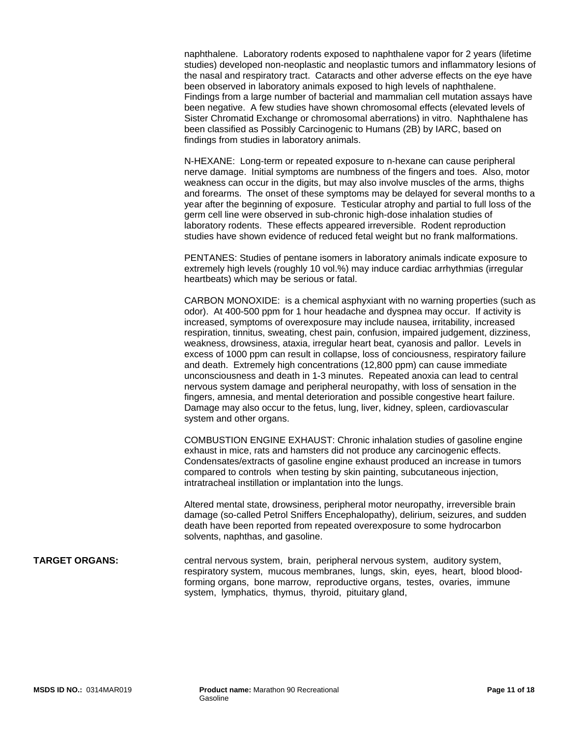naphthalene. Laboratory rodents exposed to naphthalene vapor for 2 years (lifetime studies) developed non-neoplastic and neoplastic tumors and inflammatory lesions of the nasal and respiratory tract. Cataracts and other adverse effects on the eye have been observed in laboratory animals exposed to high levels of naphthalene. Findings from a large number of bacterial and mammalian cell mutation assays have been negative. A few studies have shown chromosomal effects (elevated levels of Sister Chromatid Exchange or chromosomal aberrations) in vitro. Naphthalene has been classified as Possibly Carcinogenic to Humans (2B) by IARC, based on findings from studies in laboratory animals.

N-HEXANE: Long-term or repeated exposure to n-hexane can cause peripheral nerve damage. Initial symptoms are numbness of the fingers and toes. Also, motor weakness can occur in the digits, but may also involve muscles of the arms, thighs and forearms. The onset of these symptoms may be delayed for several months to a year after the beginning of exposure. Testicular atrophy and partial to full loss of the germ cell line were observed in sub-chronic high-dose inhalation studies of laboratory rodents. These effects appeared irreversible. Rodent reproduction studies have shown evidence of reduced fetal weight but no frank malformations.

PENTANES: Studies of pentane isomers in laboratory animals indicate exposure to extremely high levels (roughly 10 vol.%) may induce cardiac arrhythmias (irregular heartbeats) which may be serious or fatal.

CARBON MONOXIDE: is a chemical asphyxiant with no warning properties (such as odor). At 400-500 ppm for 1 hour headache and dyspnea may occur. If activity is increased, symptoms of overexposure may include nausea, irritability, increased respiration, tinnitus, sweating, chest pain, confusion, impaired judgement, dizziness, weakness, drowsiness, ataxia, irregular heart beat, cyanosis and pallor. Levels in excess of 1000 ppm can result in collapse, loss of conciousness, respiratory failure and death. Extremely high concentrations (12,800 ppm) can cause immediate unconsciousness and death in 1-3 minutes. Repeated anoxia can lead to central nervous system damage and peripheral neuropathy, with loss of sensation in the fingers, amnesia, and mental deterioration and possible congestive heart failure. Damage may also occur to the fetus, lung, liver, kidney, spleen, cardiovascular system and other organs.

COMBUSTION ENGINE EXHAUST: Chronic inhalation studies of gasoline engine exhaust in mice, rats and hamsters did not produce any carcinogenic effects. Condensates/extracts of gasoline engine exhaust produced an increase in tumors compared to controls when testing by skin painting, subcutaneous injection, intratracheal instillation or implantation into the lungs.

Altered mental state, drowsiness, peripheral motor neuropathy, irreversible brain damage (so-called Petrol Sniffers Encephalopathy), delirium, seizures, and sudden death have been reported from repeated overexposure to some hydrocarbon solvents, naphthas, and gasoline.

**TARGET ORGANS:** central nervous system, brain, peripheral nervous system, auditory system, respiratory system, mucous membranes, lungs, skin, eyes, heart, blood blood-forming organs, bone marrow, reproductive organs, testes, ovaries, immune system, lymphatics, thymus, thyroid, pituitary gland,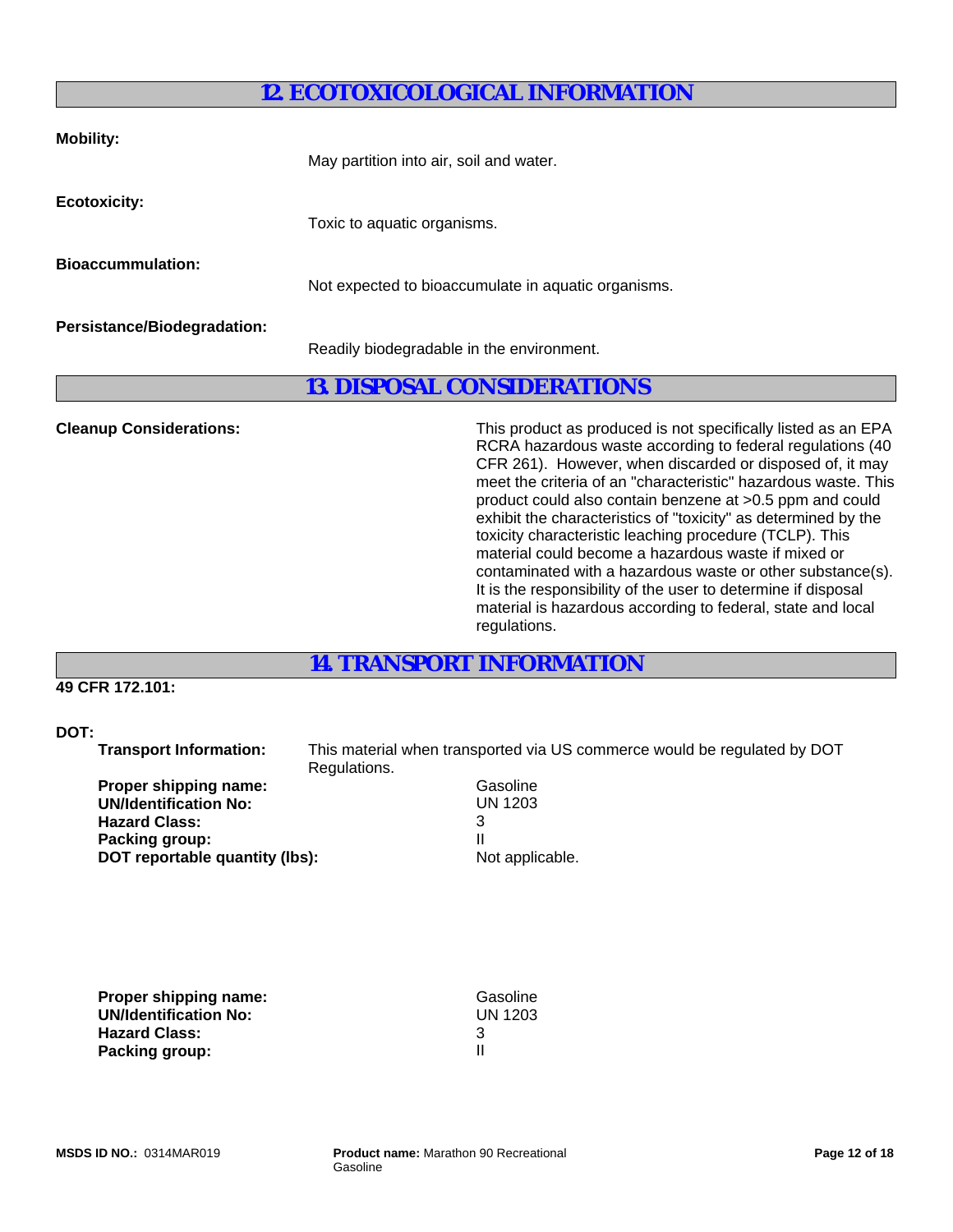## 12. ECOTOXICOLOGICAL INFORMATION

**Mobility:**

May partition into air, soil and water.

**Ecotoxicity:**

Toxic to aquatic organisms.

**Bioaccummulation:**

Not expected to bioaccumulate in aquatic organisms.

**Persistance/Biodegradation:**

Readily biodegradable in the environment.

## 13. DISPOSAL CONSIDERATIONS

**Cleanup Considerations:**

This product as produced is not specifically listed as an EPA RCRA hazardous waste according to federal regulations (40 CFR 261). However, when discarded or disposed of, it may meet the criteria of an "characteristic" hazardous waste. This product could also contain benzene at >0.5 ppm and could exhibit the characteristics of "toxicity" as determined by the toxicity characteristic leaching procedure (TCLP). This material could become a hazardous waste if mixed or contaminated with a hazardous waste or other substance(s). It is the responsibility of the user to determine if disposal material is hazardous according to federal, state and local regulations.

## 14. TRANSPORT INFORMATION

**49 CFR 172.101:**

**DOT:**

**Transport Information:** This material when transported via US commerce would be regulated by DOT Regulations.

| | |
|---|---|
| **Proper shipping name:** | Gasoline |
| **UN/Identification No:** | UN 1203 |
| **Hazard Class:** | 3 |
| **Packing group:** | II |
| **DOT reportable quantity (lbs):** | Not applicable. |

| | |
|---|---|
| **Proper shipping name:** | Gasoline |
| **UN/Identification No:** | UN 1203 |
| **Hazard Class:** | 3 |
| **Packing group:** | II |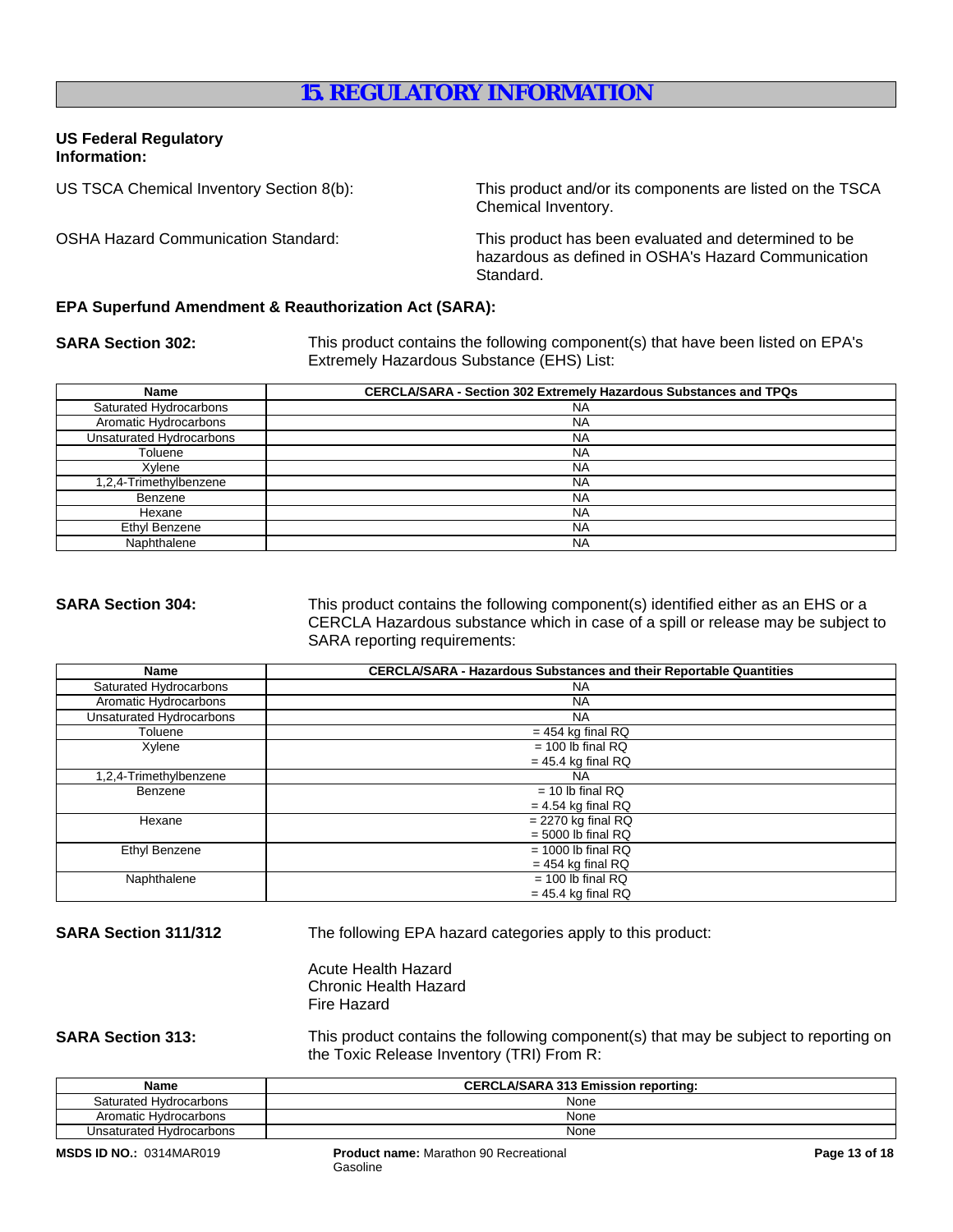# 15. REGULATORY INFORMATION

**US Federal Regulatory Information:**

US TSCA Chemical Inventory Section 8(b): This product and/or its components are listed on the TSCA Chemical Inventory.

OSHA Hazard Communication Standard: This product has been evaluated and determined to be hazardous as defined in OSHA's Hazard Communication Standard.

**EPA Superfund Amendment & Reauthorization Act (SARA):**

**SARA Section 302:** This product contains the following component(s) that have been listed on EPA's Extremely Hazardous Substance (EHS) List:

| Name | CERCLA/SARA - Section 302 Extremely Hazardous Substances and TPQs |
|---|---|
| Saturated Hydrocarbons | NA |
| Aromatic Hydrocarbons | NA |
| Unsaturated Hydrocarbons | NA |
| Toluene | NA |
| Xylene | NA |
| 1,2,4-Trimethylbenzene | NA |
| Benzene | NA |
| Hexane | NA |
| Ethyl Benzene | NA |
| Naphthalene | NA |

**SARA Section 304:** This product contains the following component(s) identified either as an EHS or a CERCLA Hazardous substance which in case of a spill or release may be subject to SARA reporting requirements:

| Name | CERCLA/SARA - Hazardous Substances and their Reportable Quantities |
|---|---|
| Saturated Hydrocarbons | NA |
| Aromatic Hydrocarbons | NA |
| Unsaturated Hydrocarbons | NA |
| Toluene | = 454 kg final RQ |
| Xylene | = 100 lb final RQ<br>= 45.4 kg final RQ |
| 1,2,4-Trimethylbenzene | NA |
| Benzene | = 10 lb final RQ<br>= 4.54 kg final RQ |
| Hexane | = 2270 kg final RQ<br>= 5000 lb final RQ |
| Ethyl Benzene | = 1000 lb final RQ<br>= 454 kg final RQ |
| Naphthalene | = 100 lb final RQ<br>= 45.4 kg final RQ |

**SARA Section 311/312** The following EPA hazard categories apply to this product:

Acute Health Hazard
Chronic Health Hazard
Fire Hazard

**SARA Section 313:** This product contains the following component(s) that may be subject to reporting on the Toxic Release Inventory (TRI) From R:

| Name | CERCLA/SARA 313 Emission reporting: |
|---|---|
| Saturated Hydrocarbons | None |
| Aromatic Hydrocarbons | None |
| Unsaturated Hydrocarbons | None |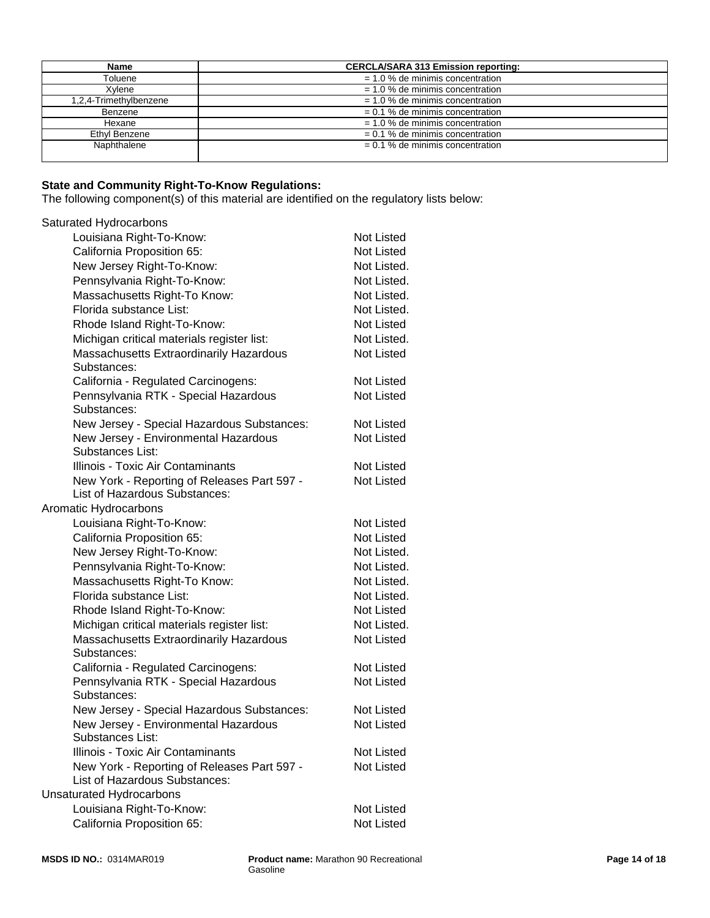| Name | CERCLA/SARA 313 Emission reporting: |
| --- | --- |
| Toluene | = 1.0 % de minimis concentration |
| Xylene | = 1.0 % de minimis concentration |
| 1,2,4-Trimethylbenzene | = 1.0 % de minimis concentration |
| Benzene | = 0.1 % de minimis concentration |
| Hexane | = 1.0 % de minimis concentration |
| Ethyl Benzene | = 0.1 % de minimis concentration |
| Naphthalene | = 0.1 % de minimis concentration |

**State and Community Right-To-Know Regulations:**
The following component(s) of this material are identified on the regulatory lists below:

Saturated Hydrocarbons

| | |
| --- | --- |
| Louisiana Right-To-Know: | Not Listed |
| California Proposition 65: | Not Listed |
| New Jersey Right-To-Know: | Not Listed. |
| Pennsylvania Right-To-Know: | Not Listed. |
| Massachusetts Right-To Know: | Not Listed. |
| Florida substance List: | Not Listed. |
| Rhode Island Right-To-Know: | Not Listed |
| Michigan critical materials register list: | Not Listed. |
| Massachusetts Extraordinarily Hazardous Substances: | Not Listed |
| California - Regulated Carcinogens: | Not Listed |
| Pennsylvania RTK - Special Hazardous Substances: | Not Listed |
| New Jersey - Special Hazardous Substances: | Not Listed |
| New Jersey - Environmental Hazardous Substances List: | Not Listed |
| Illinois - Toxic Air Contaminants | Not Listed |
| New York - Reporting of Releases Part 597 - List of Hazardous Substances: | Not Listed |

Aromatic Hydrocarbons

| | |
| --- | --- |
| Louisiana Right-To-Know: | Not Listed |
| California Proposition 65: | Not Listed |
| New Jersey Right-To-Know: | Not Listed. |
| Pennsylvania Right-To-Know: | Not Listed. |
| Massachusetts Right-To Know: | Not Listed. |
| Florida substance List: | Not Listed. |
| Rhode Island Right-To-Know: | Not Listed |
| Michigan critical materials register list: | Not Listed. |
| Massachusetts Extraordinarily Hazardous Substances: | Not Listed |
| California - Regulated Carcinogens: | Not Listed |
| Pennsylvania RTK - Special Hazardous Substances: | Not Listed |
| New Jersey - Special Hazardous Substances: | Not Listed |
| New Jersey - Environmental Hazardous Substances List: | Not Listed |
| Illinois - Toxic Air Contaminants | Not Listed |
| New York - Reporting of Releases Part 597 - List of Hazardous Substances: | Not Listed |

Unsaturated Hydrocarbons

| | |
| --- | --- |
| Louisiana Right-To-Know: | Not Listed |
| California Proposition 65: | Not Listed |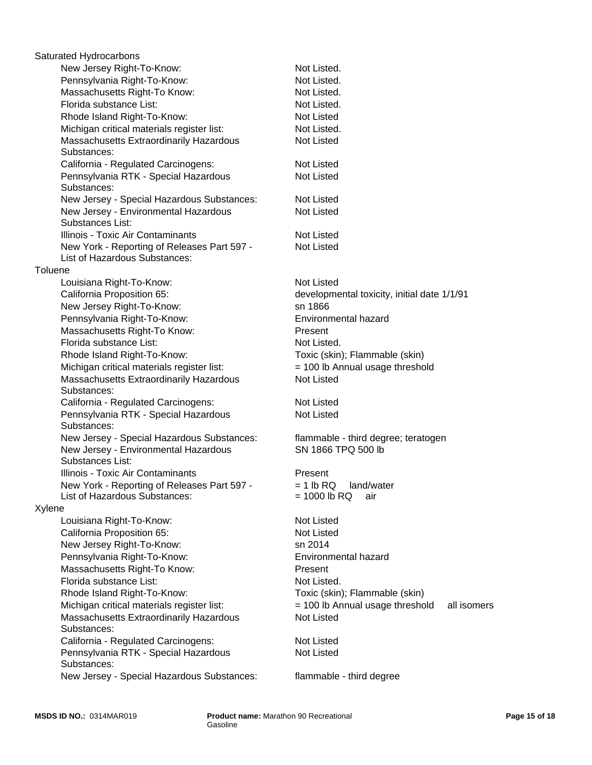Saturated Hydrocarbons

| | |
|---|---|
| New Jersey Right-To-Know: | Not Listed. |
| Pennsylvania Right-To-Know: | Not Listed. |
| Massachusetts Right-To Know: | Not Listed. |
| Florida substance List: | Not Listed. |
| Rhode Island Right-To-Know: | Not Listed |
| Michigan critical materials register list: | Not Listed. |
| Massachusetts Extraordinarily Hazardous Substances: | Not Listed |
| California - Regulated Carcinogens: | Not Listed |
| Pennsylvania RTK - Special Hazardous Substances: | Not Listed |
| New Jersey - Special Hazardous Substances: | Not Listed |
| New Jersey - Environmental Hazardous Substances List: | Not Listed |
| Illinois - Toxic Air Contaminants | Not Listed |
| New York - Reporting of Releases Part 597 - List of Hazardous Substances: | Not Listed |

Toluene

| | |
|---|---|
| Louisiana Right-To-Know: | Not Listed |
| California Proposition 65: | developmental toxicity, initial date 1/1/91 |
| New Jersey Right-To-Know: | sn 1866 |
| Pennsylvania Right-To-Know: | Environmental hazard |
| Massachusetts Right-To Know: | Present |
| Florida substance List: | Not Listed. |
| Rhode Island Right-To-Know: | Toxic (skin); Flammable (skin) |
| Michigan critical materials register list: | = 100 lb Annual usage threshold |
| Massachusetts Extraordinarily Hazardous Substances: | Not Listed |
| California - Regulated Carcinogens: | Not Listed |
| Pennsylvania RTK - Special Hazardous Substances: | Not Listed |
| New Jersey - Special Hazardous Substances: | flammable - third degree; teratogen |
| New Jersey - Environmental Hazardous Substances List: | SN 1866 TPQ 500 lb |
| Illinois - Toxic Air Contaminants | Present |
| New York - Reporting of Releases Part 597 - List of Hazardous Substances: | = 1 lb RQ land/water<br>= 1000 lb RQ air |

Xylene

| | |
|---|---|
| Louisiana Right-To-Know: | Not Listed |
| California Proposition 65: | Not Listed |
| New Jersey Right-To-Know: | sn 2014 |
| Pennsylvania Right-To-Know: | Environmental hazard |
| Massachusetts Right-To Know: | Present |
| Florida substance List: | Not Listed. |
| Rhode Island Right-To-Know: | Toxic (skin); Flammable (skin) |
| Michigan critical materials register list: | = 100 lb Annual usage threshold all isomers |
| Massachusetts Extraordinarily Hazardous Substances: | Not Listed |
| California - Regulated Carcinogens: | Not Listed |
| Pennsylvania RTK - Special Hazardous Substances: | Not Listed |
| New Jersey - Special Hazardous Substances: | flammable - third degree |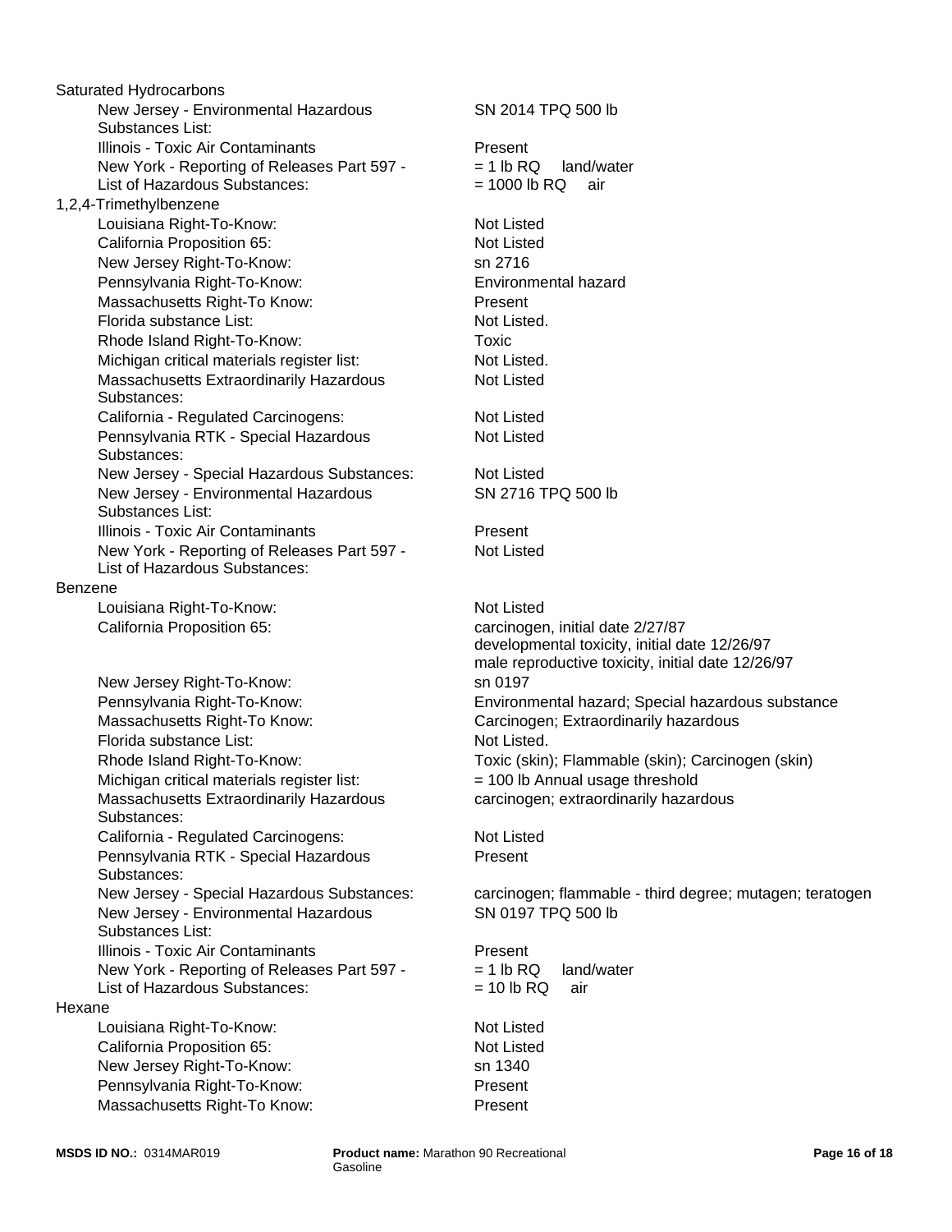**Saturated Hydrocarbons**

| | |
|---|---|
| New Jersey - Environmental Hazardous Substances List: | SN 2014 TPQ 500 lb |
| Illinois - Toxic Air Contaminants | Present |
| New York - Reporting of Releases Part 597 - List of Hazardous Substances: | = 1 lb RQ land/water<br>= 1000 lb RQ air |

**1,2,4-Trimethylbenzene**

| | |
|---|---|
| Louisiana Right-To-Know: | Not Listed |
| California Proposition 65: | Not Listed |
| New Jersey Right-To-Know: | sn 2716 |
| Pennsylvania Right-To-Know: | Environmental hazard |
| Massachusetts Right-To Know: | Present |
| Florida substance List: | Not Listed. |
| Rhode Island Right-To-Know: | Toxic |
| Michigan critical materials register list: | Not Listed. |
| Massachusetts Extraordinarily Hazardous Substances: | Not Listed |
| California - Regulated Carcinogens: | Not Listed |
| Pennsylvania RTK - Special Hazardous Substances: | Not Listed |
| New Jersey - Special Hazardous Substances: | Not Listed |
| New Jersey - Environmental Hazardous Substances List: | SN 2716 TPQ 500 lb |
| Illinois - Toxic Air Contaminants | Present |
| New York - Reporting of Releases Part 597 - List of Hazardous Substances: | Not Listed |

**Benzene**

| | |
|---|---|
| Louisiana Right-To-Know: | Not Listed |
| California Proposition 65: | carcinogen, initial date 2/27/87<br>developmental toxicity, initial date 12/26/97<br>male reproductive toxicity, initial date 12/26/97 |
| New Jersey Right-To-Know: | sn 0197 |
| Pennsylvania Right-To-Know: | Environmental hazard; Special hazardous substance |
| Massachusetts Right-To Know: | Carcinogen; Extraordinarily hazardous |
| Florida substance List: | Not Listed. |
| Rhode Island Right-To-Know: | Toxic (skin); Flammable (skin); Carcinogen (skin) |
| Michigan critical materials register list: | = 100 lb Annual usage threshold |
| Massachusetts Extraordinarily Hazardous Substances: | carcinogen; extraordinarily hazardous |
| California - Regulated Carcinogens: | Not Listed |
| Pennsylvania RTK - Special Hazardous Substances: | Present |
| New Jersey - Special Hazardous Substances: | carcinogen; flammable - third degree; mutagen; teratogen |
| New Jersey - Environmental Hazardous Substances List: | SN 0197 TPQ 500 lb |
| Illinois - Toxic Air Contaminants | Present |
| New York - Reporting of Releases Part 597 - List of Hazardous Substances: | = 1 lb RQ land/water<br>= 10 lb RQ air |

**Hexane**

| | |
|---|---|
| Louisiana Right-To-Know: | Not Listed |
| California Proposition 65: | Not Listed |
| New Jersey Right-To-Know: | sn 1340 |
| Pennsylvania Right-To-Know: | Present |
| Massachusetts Right-To Know: | Present |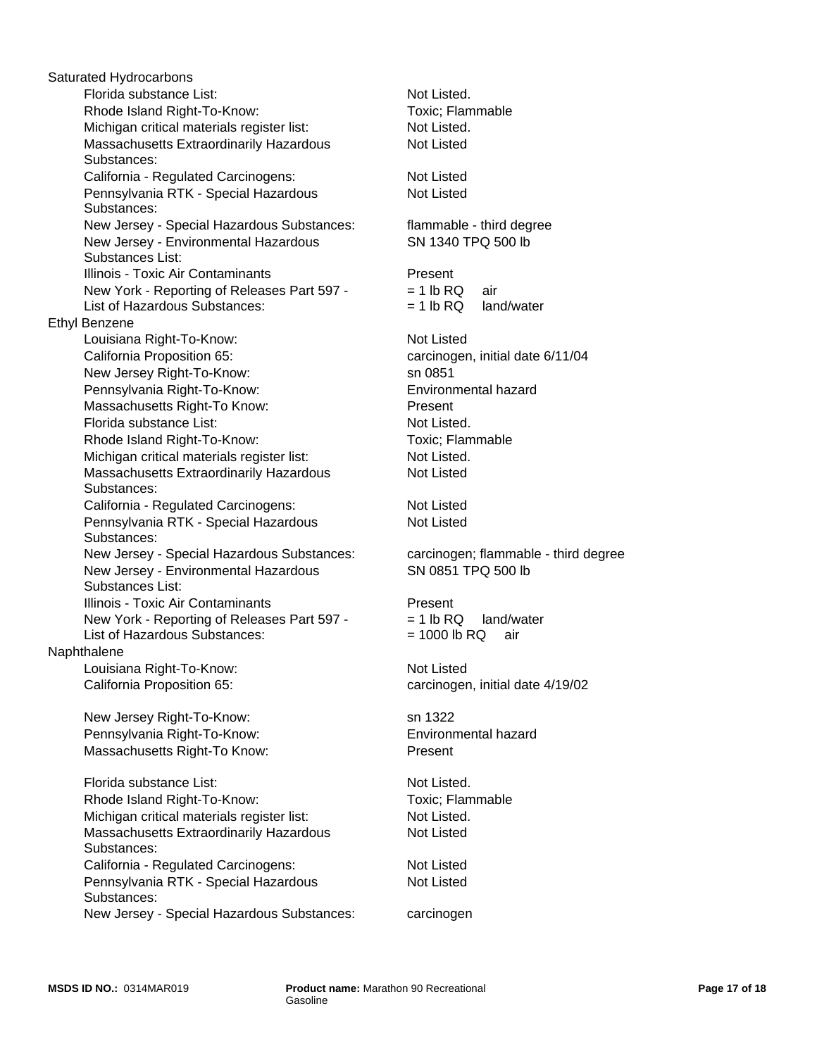Saturated Hydrocarbons

| | |
|---|---|
| Florida substance List: | Not Listed. |
| Rhode Island Right-To-Know: | Toxic; Flammable |
| Michigan critical materials register list: | Not Listed. |
| Massachusetts Extraordinarily Hazardous Substances: | Not Listed |
| California - Regulated Carcinogens: | Not Listed |
| Pennsylvania RTK - Special Hazardous Substances: | Not Listed |
| New Jersey - Special Hazardous Substances: | flammable - third degree |
| New Jersey - Environmental Hazardous Substances List: | SN 1340 TPQ 500 lb |
| Illinois - Toxic Air Contaminants | Present |
| New York - Reporting of Releases Part 597 - List of Hazardous Substances: | = 1 lb RQ air<br>= 1 lb RQ land/water |

Ethyl Benzene

| | |
|---|---|
| Louisiana Right-To-Know: | Not Listed |
| California Proposition 65: | carcinogen, initial date 6/11/04 |
| New Jersey Right-To-Know: | sn 0851 |
| Pennsylvania Right-To-Know: | Environmental hazard |
| Massachusetts Right-To Know: | Present |
| Florida substance List: | Not Listed. |
| Rhode Island Right-To-Know: | Toxic; Flammable |
| Michigan critical materials register list: | Not Listed. |
| Massachusetts Extraordinarily Hazardous Substances: | Not Listed |
| California - Regulated Carcinogens: | Not Listed |
| Pennsylvania RTK - Special Hazardous Substances: | Not Listed |
| New Jersey - Special Hazardous Substances: | carcinogen; flammable - third degree |
| New Jersey - Environmental Hazardous Substances List: | SN 0851 TPQ 500 lb |
| Illinois - Toxic Air Contaminants | Present |
| New York - Reporting of Releases Part 597 - List of Hazardous Substances: | = 1 lb RQ land/water<br>= 1000 lb RQ air |

Naphthalene

| | |
|---|---|
| Louisiana Right-To-Know: | Not Listed |
| California Proposition 65: | carcinogen, initial date 4/19/02 |
| New Jersey Right-To-Know: | sn 1322 |
| Pennsylvania Right-To-Know: | Environmental hazard |
| Massachusetts Right-To Know: | Present |
| Florida substance List: | Not Listed. |
| Rhode Island Right-To-Know: | Toxic; Flammable |
| Michigan critical materials register list: | Not Listed. |
| Massachusetts Extraordinarily Hazardous Substances: | Not Listed |
| California - Regulated Carcinogens: | Not Listed |
| Pennsylvania RTK - Special Hazardous Substances: | Not Listed |
| New Jersey - Special Hazardous Substances: | carcinogen |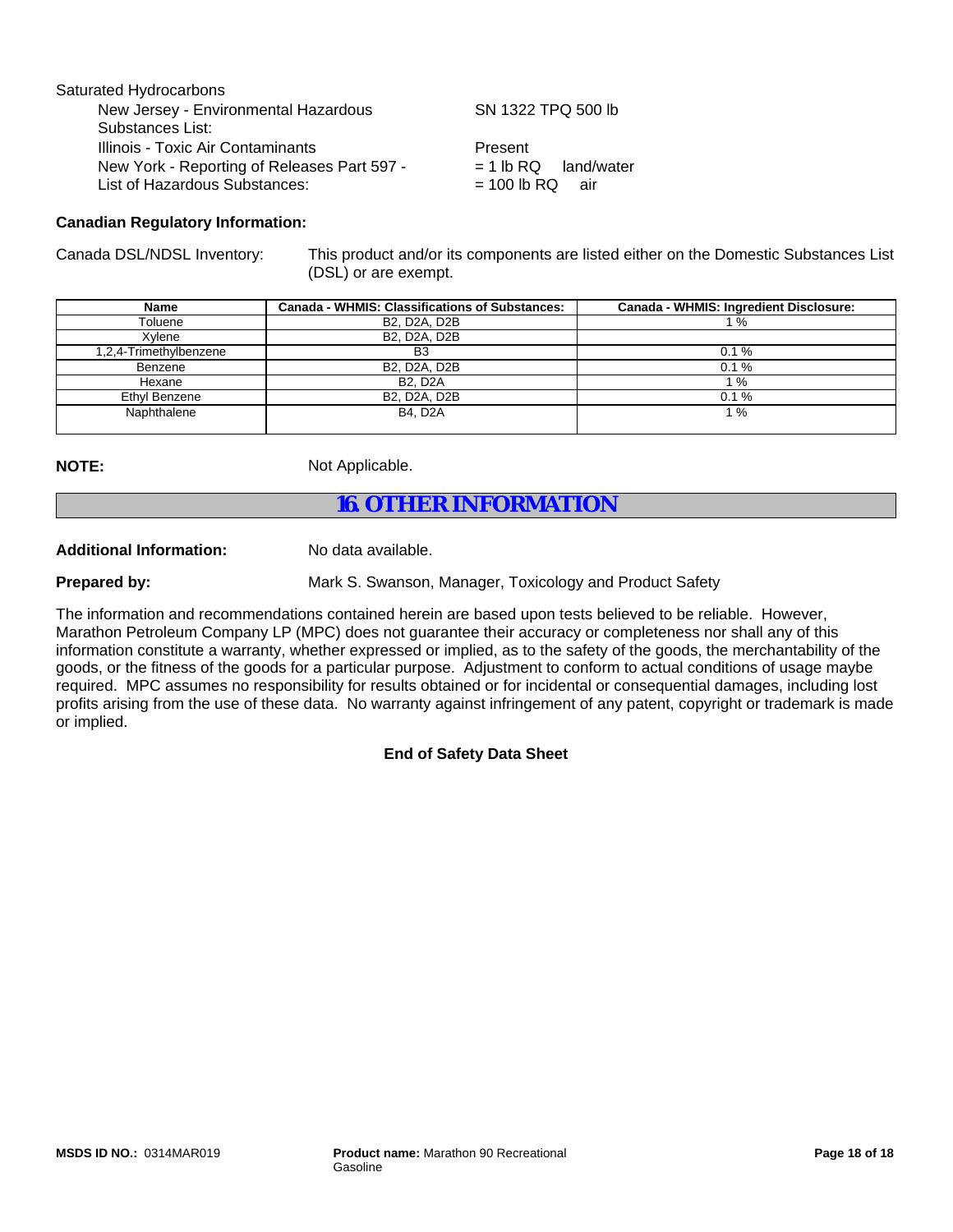Saturated Hydrocarbons

| | |
|---|---|
| New Jersey - Environmental Hazardous Substances List: | SN 1322 TPQ 500 lb |
| Illinois - Toxic Air Contaminants | Present |
| New York - Reporting of Releases Part 597 - List of Hazardous Substances: | = 1 lb RQ land/water<br>= 100 lb RQ air |

**Canadian Regulatory Information:**

Canada DSL/NDSL Inventory: This product and/or its components are listed either on the Domestic Substances List (DSL) or are exempt.

| Name | Canada - WHMIS: Classifications of Substances: | Canada - WHMIS: Ingredient Disclosure: |
|---|---|---|
| Toluene | B2, D2A, D2B | 1 % |
| Xylene | B2, D2A, D2B | |
| 1,2,4-Trimethylbenzene | B3 | 0.1 % |
| Benzene | B2, D2A, D2B | 0.1 % |
| Hexane | B2, D2A | 1 % |
| Ethyl Benzene | B2, D2A, D2B | 0.1 % |
| Naphthalene | B4, D2A | 1 % |

**NOTE:** Not Applicable.

## 16. OTHER INFORMATION

**Additional Information:** No data available.

**Prepared by:** Mark S. Swanson, Manager, Toxicology and Product Safety

The information and recommendations contained herein are based upon tests believed to be reliable. However, Marathon Petroleum Company LP (MPC) does not guarantee their accuracy or completeness nor shall any of this information constitute a warranty, whether expressed or implied, as to the safety of the goods, the merchantability of the goods, or the fitness of the goods for a particular purpose. Adjustment to conform to actual conditions of usage maybe required. MPC assumes no responsibility for results obtained or for incidental or consequential damages, including lost profits arising from the use of these data. No warranty against infringement of any patent, copyright or trademark is made or implied.

**End of Safety Data Sheet**